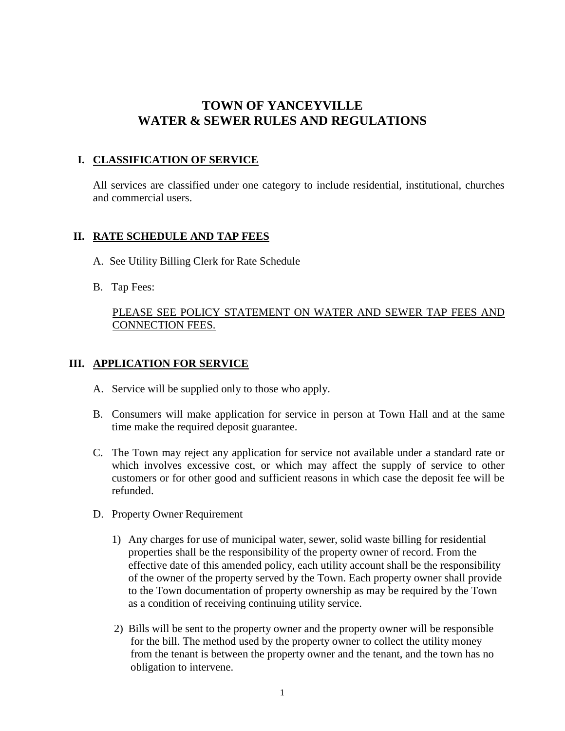# TOWN OF YANCEYVILLE
# WATER & SEWER RULES AND REGULATIONS

## I. CLASSIFICATION OF SERVICE

All services are classified under one category to include residential, institutional, churches and commercial users.

## II. RATE SCHEDULE AND TAP FEES

A. See Utility Billing Clerk for Rate Schedule

B. Tap Fees:

PLEASE SEE POLICY STATEMENT ON WATER AND SEWER TAP FEES AND CONNECTION FEES.

## III. APPLICATION FOR SERVICE

A. Service will be supplied only to those who apply.

B. Consumers will make application for service in person at Town Hall and at the same time make the required deposit guarantee.

C. The Town may reject any application for service not available under a standard rate or which involves excessive cost, or which may affect the supply of service to other customers or for other good and sufficient reasons in which case the deposit fee will be refunded.

D. Property Owner Requirement

1) Any charges for use of municipal water, sewer, solid waste billing for residential properties shall be the responsibility of the property owner of record. From the effective date of this amended policy, each utility account shall be the responsibility of the owner of the property served by the Town. Each property owner shall provide to the Town documentation of property ownership as may be required by the Town as a condition of receiving continuing utility service.

2) Bills will be sent to the property owner and the property owner will be responsible for the bill. The method used by the property owner to collect the utility money from the tenant is between the property owner and the tenant, and the town has no obligation to intervene.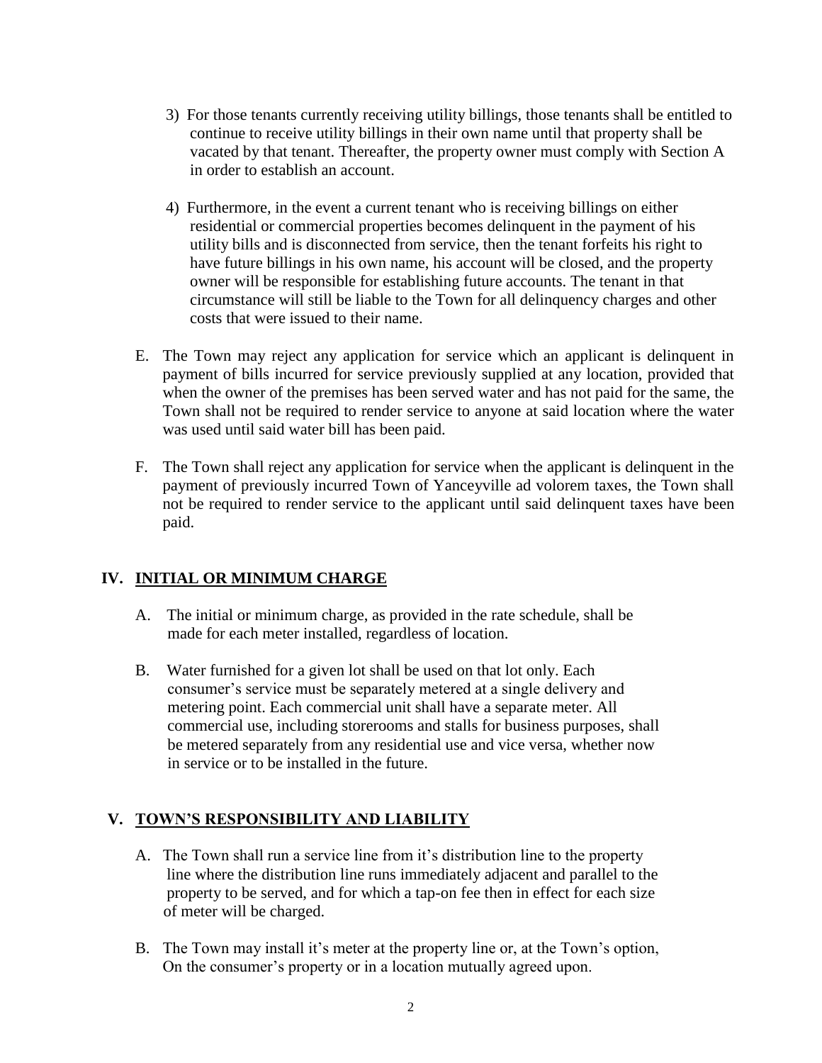3) For those tenants currently receiving utility billings, those tenants shall be entitled to continue to receive utility billings in their own name until that property shall be vacated by that tenant. Thereafter, the property owner must comply with Section A in order to establish an account.

4) Furthermore, in the event a current tenant who is receiving billings on either residential or commercial properties becomes delinquent in the payment of his utility bills and is disconnected from service, then the tenant forfeits his right to have future billings in his own name, his account will be closed, and the property owner will be responsible for establishing future accounts. The tenant in that circumstance will still be liable to the Town for all delinquency charges and other costs that were issued to their name.

E. The Town may reject any application for service which an applicant is delinquent in payment of bills incurred for service previously supplied at any location, provided that when the owner of the premises has been served water and has not paid for the same, the Town shall not be required to render service to anyone at said location where the water was used until said water bill has been paid.

F. The Town shall reject any application for service when the applicant is delinquent in the payment of previously incurred Town of Yanceyville ad volorem taxes, the Town shall not be required to render service to the applicant until said delinquent taxes have been paid.

## IV. INITIAL OR MINIMUM CHARGE

A. The initial or minimum charge, as provided in the rate schedule, shall be made for each meter installed, regardless of location.

B. Water furnished for a given lot shall be used on that lot only. Each consumer's service must be separately metered at a single delivery and metering point. Each commercial unit shall have a separate meter. All commercial use, including storerooms and stalls for business purposes, shall be metered separately from any residential use and vice versa, whether now in service or to be installed in the future.

## V. TOWN'S RESPONSIBILITY AND LIABILITY

A. The Town shall run a service line from it's distribution line to the property line where the distribution line runs immediately adjacent and parallel to the property to be served, and for which a tap-on fee then in effect for each size of meter will be charged.

B. The Town may install it's meter at the property line or, at the Town's option, On the consumer's property or in a location mutually agreed upon.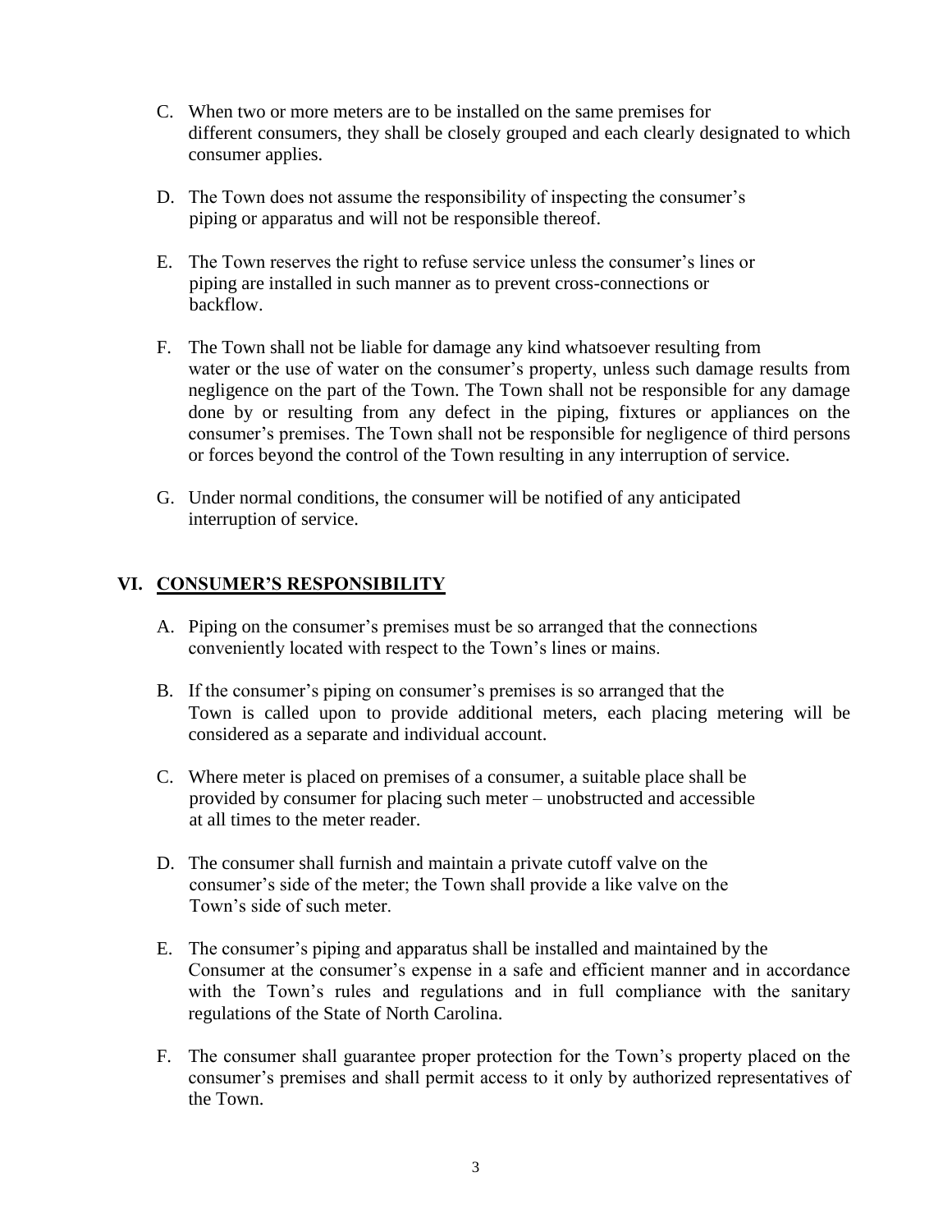C. When two or more meters are to be installed on the same premises for different consumers, they shall be closely grouped and each clearly designated to which consumer applies.

D. The Town does not assume the responsibility of inspecting the consumer's piping or apparatus and will not be responsible thereof.

E. The Town reserves the right to refuse service unless the consumer's lines or piping are installed in such manner as to prevent cross-connections or backflow.

F. The Town shall not be liable for damage any kind whatsoever resulting from water or the use of water on the consumer's property, unless such damage results from negligence on the part of the Town. The Town shall not be responsible for any damage done by or resulting from any defect in the piping, fixtures or appliances on the consumer's premises. The Town shall not be responsible for negligence of third persons or forces beyond the control of the Town resulting in any interruption of service.

G. Under normal conditions, the consumer will be notified of any anticipated interruption of service.

## VI. CONSUMER'S RESPONSIBILITY

A. Piping on the consumer's premises must be so arranged that the connections conveniently located with respect to the Town's lines or mains.

B. If the consumer's piping on consumer's premises is so arranged that the Town is called upon to provide additional meters, each placing metering will be considered as a separate and individual account.

C. Where meter is placed on premises of a consumer, a suitable place shall be provided by consumer for placing such meter – unobstructed and accessible at all times to the meter reader.

D. The consumer shall furnish and maintain a private cutoff valve on the consumer's side of the meter; the Town shall provide a like valve on the Town's side of such meter.

E. The consumer's piping and apparatus shall be installed and maintained by the Consumer at the consumer's expense in a safe and efficient manner and in accordance with the Town's rules and regulations and in full compliance with the sanitary regulations of the State of North Carolina.

F. The consumer shall guarantee proper protection for the Town's property placed on the consumer's premises and shall permit access to it only by authorized representatives of the Town.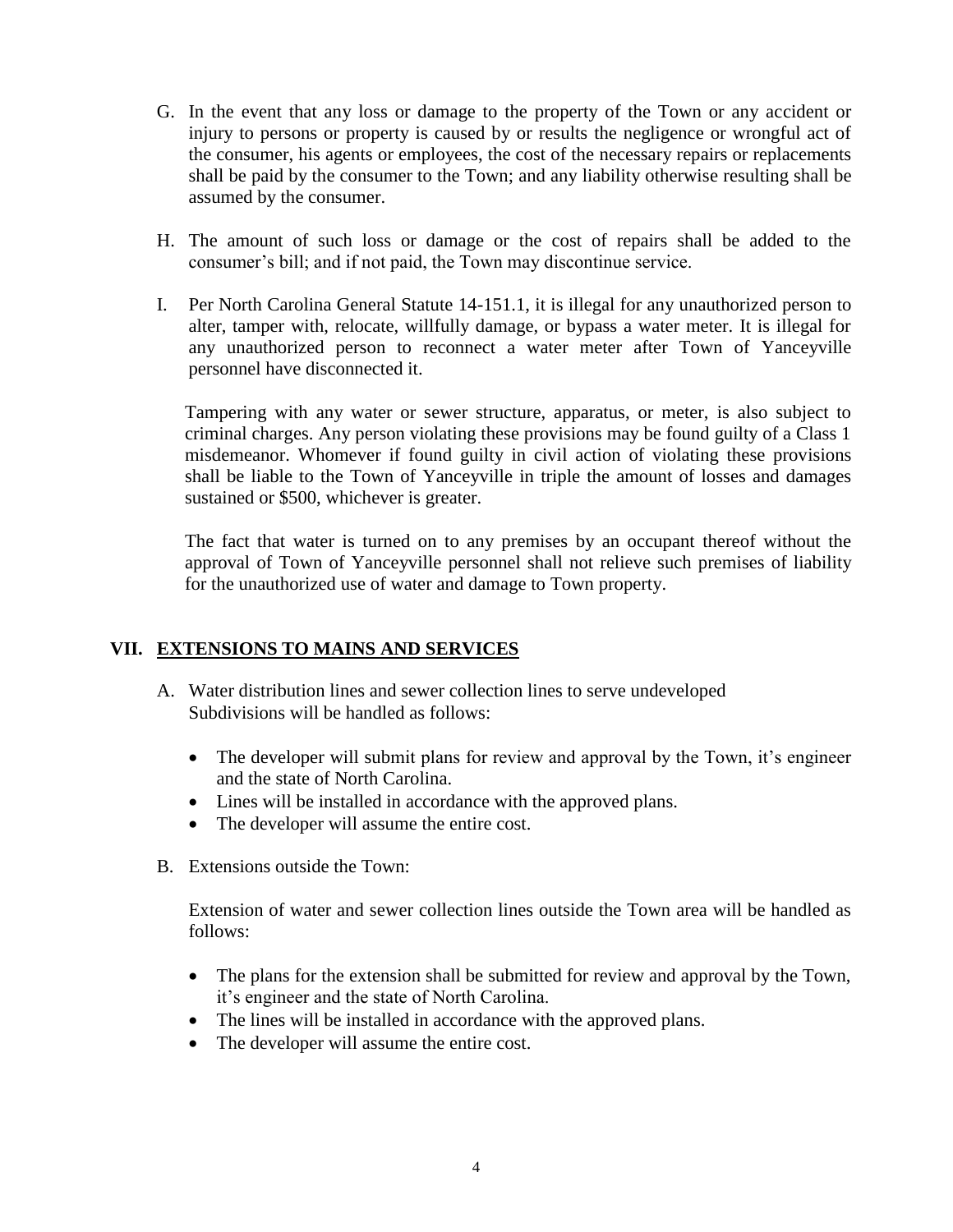G. In the event that any loss or damage to the property of the Town or any accident or injury to persons or property is caused by or results the negligence or wrongful act of the consumer, his agents or employees, the cost of the necessary repairs or replacements shall be paid by the consumer to the Town; and any liability otherwise resulting shall be assumed by the consumer.

H. The amount of such loss or damage or the cost of repairs shall be added to the consumer's bill; and if not paid, the Town may discontinue service.

I. Per North Carolina General Statute 14-151.1, it is illegal for any unauthorized person to alter, tamper with, relocate, willfully damage, or bypass a water meter. It is illegal for any unauthorized person to reconnect a water meter after Town of Yanceyville personnel have disconnected it.

   Tampering with any water or sewer structure, apparatus, or meter, is also subject to criminal charges. Any person violating these provisions may be found guilty of a Class 1 misdemeanor. Whomever if found guilty in civil action of violating these provisions shall be liable to the Town of Yanceyville in triple the amount of losses and damages sustained or $500, whichever is greater.

   The fact that water is turned on to any premises by an occupant thereof without the approval of Town of Yanceyville personnel shall not relieve such premises of liability for the unauthorized use of water and damage to Town property.

## VII. EXTENSIONS TO MAINS AND SERVICES

A. Water distribution lines and sewer collection lines to serve undeveloped Subdivisions will be handled as follows:

   - The developer will submit plans for review and approval by the Town, it's engineer and the state of North Carolina.
   - Lines will be installed in accordance with the approved plans.
   - The developer will assume the entire cost.

B. Extensions outside the Town:

   Extension of water and sewer collection lines outside the Town area will be handled as follows:

   - The plans for the extension shall be submitted for review and approval by the Town, it's engineer and the state of North Carolina.
   - The lines will be installed in accordance with the approved plans.
   - The developer will assume the entire cost.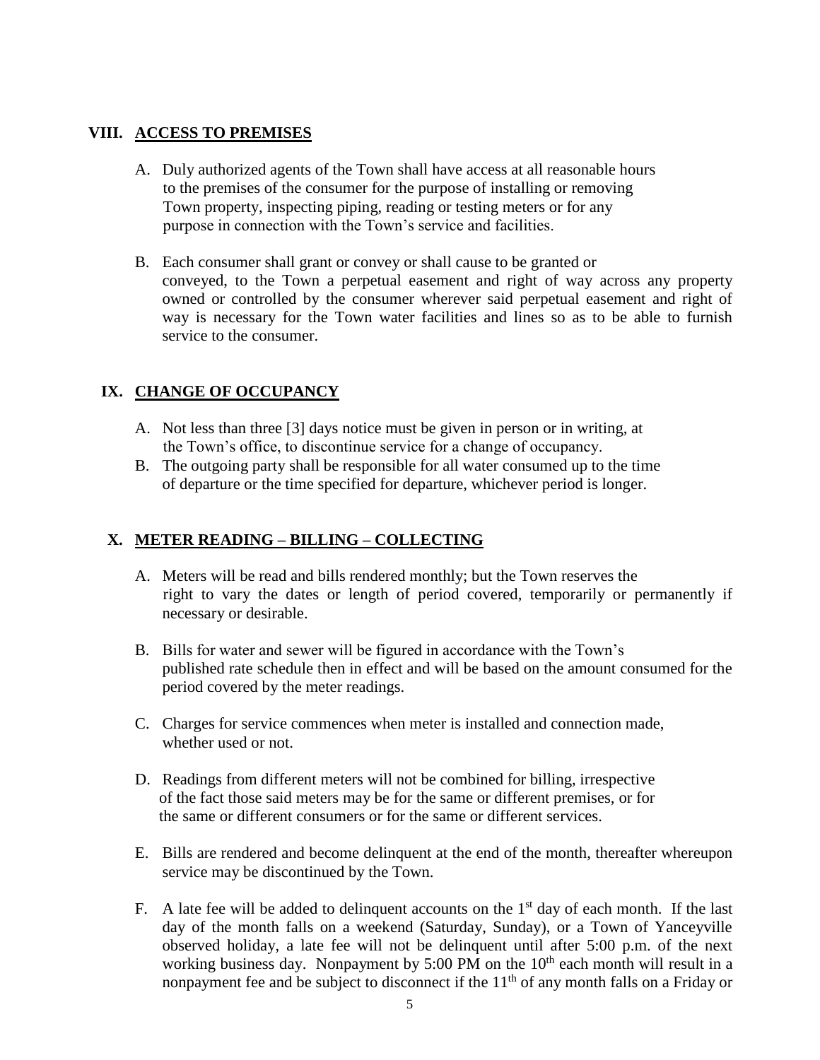## VIII. ACCESS TO PREMISES

A. Duly authorized agents of the Town shall have access at all reasonable hours to the premises of the consumer for the purpose of installing or removing Town property, inspecting piping, reading or testing meters or for any purpose in connection with the Town's service and facilities.

B. Each consumer shall grant or convey or shall cause to be granted or conveyed, to the Town a perpetual easement and right of way across any property owned or controlled by the consumer wherever said perpetual easement and right of way is necessary for the Town water facilities and lines so as to be able to furnish service to the consumer.

## IX. CHANGE OF OCCUPANCY

A. Not less than three [3] days notice must be given in person or in writing, at the Town's office, to discontinue service for a change of occupancy.

B. The outgoing party shall be responsible for all water consumed up to the time of departure or the time specified for departure, whichever period is longer.

## X. METER READING – BILLING – COLLECTING

A. Meters will be read and bills rendered monthly; but the Town reserves the right to vary the dates or length of period covered, temporarily or permanently if necessary or desirable.

B. Bills for water and sewer will be figured in accordance with the Town's published rate schedule then in effect and will be based on the amount consumed for the period covered by the meter readings.

C. Charges for service commences when meter is installed and connection made, whether used or not.

D. Readings from different meters will not be combined for billing, irrespective of the fact those said meters may be for the same or different premises, or for the same or different consumers or for the same or different services.

E. Bills are rendered and become delinquent at the end of the month, thereafter whereupon service may be discontinued by the Town.

F. A late fee will be added to delinquent accounts on the 1st day of each month. If the last day of the month falls on a weekend (Saturday, Sunday), or a Town of Yanceyville observed holiday, a late fee will not be delinquent until after 5:00 p.m. of the next working business day. Nonpayment by 5:00 PM on the 10th each month will result in a nonpayment fee and be subject to disconnect if the 11th of any month falls on a Friday or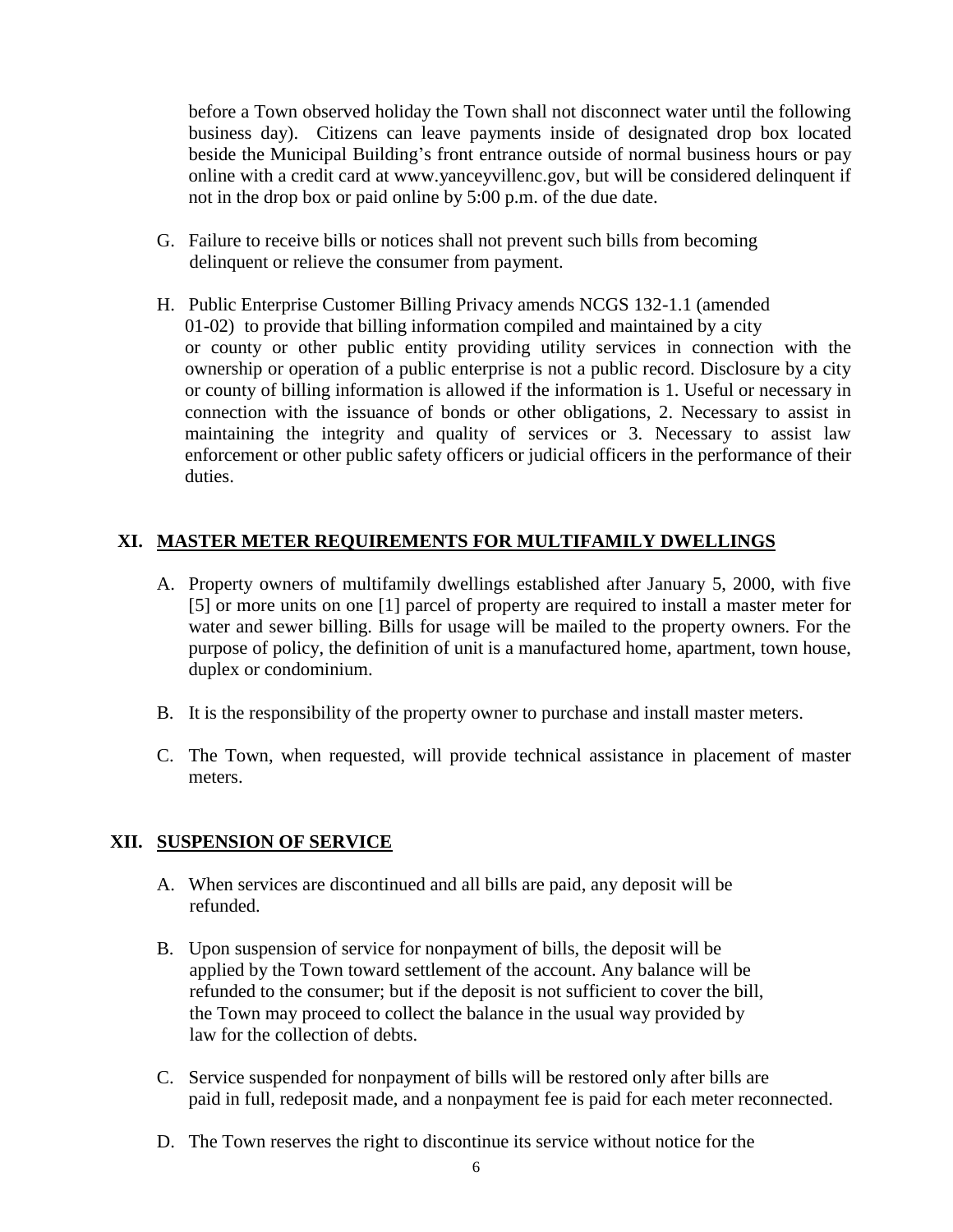before a Town observed holiday the Town shall not disconnect water until the following business day). Citizens can leave payments inside of designated drop box located beside the Municipal Building's front entrance outside of normal business hours or pay online with a credit card at www.yanceyvillenc.gov, but will be considered delinquent if not in the drop box or paid online by 5:00 p.m. of the due date.

G. Failure to receive bills or notices shall not prevent such bills from becoming delinquent or relieve the consumer from payment.

H. Public Enterprise Customer Billing Privacy amends NCGS 132-1.1 (amended 01-02) to provide that billing information compiled and maintained by a city or county or other public entity providing utility services in connection with the ownership or operation of a public enterprise is not a public record. Disclosure by a city or county of billing information is allowed if the information is 1. Useful or necessary in connection with the issuance of bonds or other obligations, 2. Necessary to assist in maintaining the integrity and quality of services or 3. Necessary to assist law enforcement or other public safety officers or judicial officers in the performance of their duties.

## XI. MASTER METER REQUIREMENTS FOR MULTIFAMILY DWELLINGS

A. Property owners of multifamily dwellings established after January 5, 2000, with five [5] or more units on one [1] parcel of property are required to install a master meter for water and sewer billing. Bills for usage will be mailed to the property owners. For the purpose of policy, the definition of unit is a manufactured home, apartment, town house, duplex or condominium.

B. It is the responsibility of the property owner to purchase and install master meters.

C. The Town, when requested, will provide technical assistance in placement of master meters.

## XII. SUSPENSION OF SERVICE

A. When services are discontinued and all bills are paid, any deposit will be refunded.

B. Upon suspension of service for nonpayment of bills, the deposit will be applied by the Town toward settlement of the account. Any balance will be refunded to the consumer; but if the deposit is not sufficient to cover the bill, the Town may proceed to collect the balance in the usual way provided by law for the collection of debts.

C. Service suspended for nonpayment of bills will be restored only after bills are paid in full, redeposit made, and a nonpayment fee is paid for each meter reconnected.

D. The Town reserves the right to discontinue its service without notice for the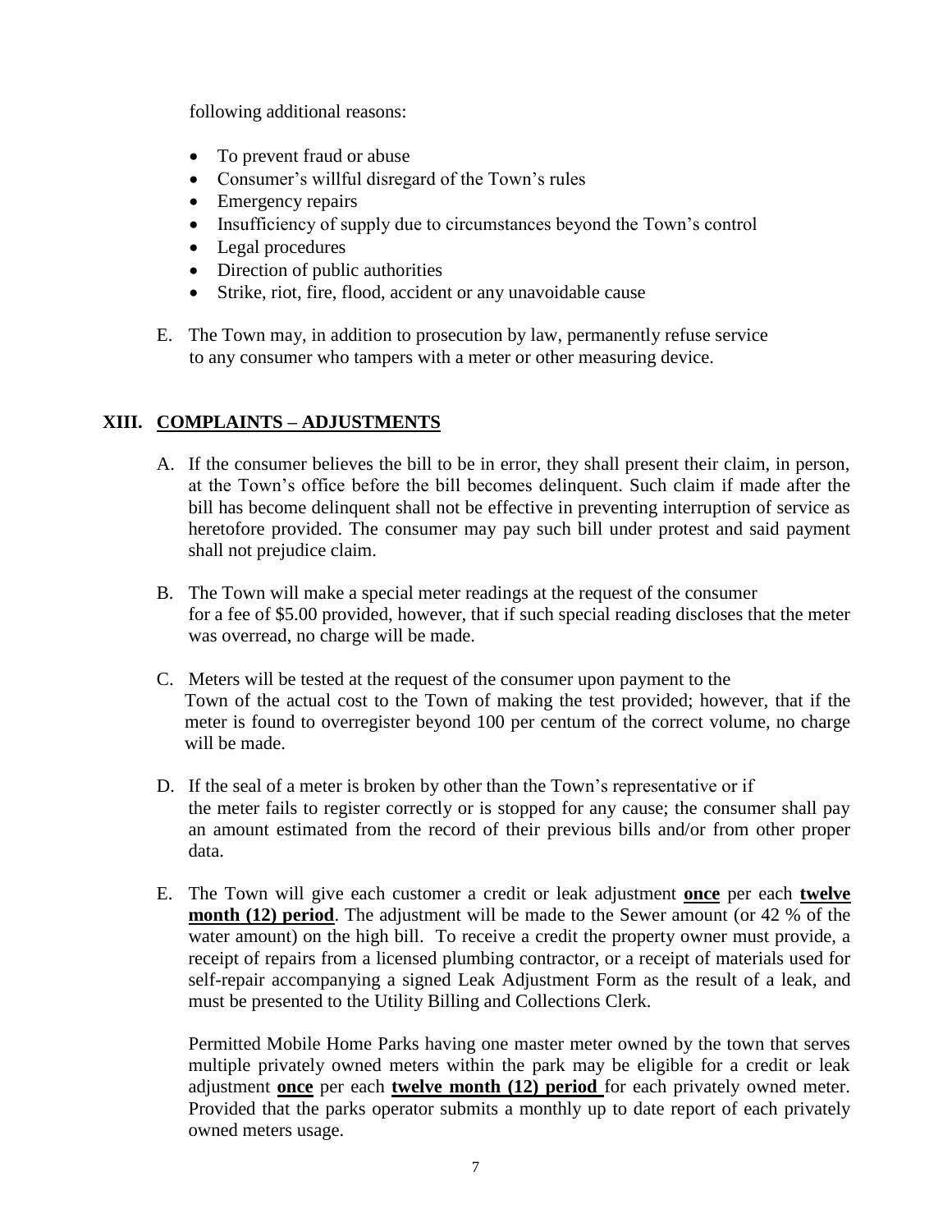following additional reasons:

- To prevent fraud or abuse
- Consumer's willful disregard of the Town's rules
- Emergency repairs
- Insufficiency of supply due to circumstances beyond the Town's control
- Legal procedures
- Direction of public authorities
- Strike, riot, fire, flood, accident or any unavoidable cause

E. The Town may, in addition to prosecution by law, permanently refuse service to any consumer who tampers with a meter or other measuring device.

## XIII. COMPLAINTS – ADJUSTMENTS

A. If the consumer believes the bill to be in error, they shall present their claim, in person, at the Town's office before the bill becomes delinquent. Such claim if made after the bill has become delinquent shall not be effective in preventing interruption of service as heretofore provided. The consumer may pay such bill under protest and said payment shall not prejudice claim.

B. The Town will make a special meter readings at the request of the consumer for a fee of $5.00 provided, however, that if such special reading discloses that the meter was overread, no charge will be made.

C. Meters will be tested at the request of the consumer upon payment to the Town of the actual cost to the Town of making the test provided; however, that if the meter is found to overregister beyond 100 per centum of the correct volume, no charge will be made.

D. If the seal of a meter is broken by other than the Town's representative or if the meter fails to register correctly or is stopped for any cause; the consumer shall pay an amount estimated from the record of their previous bills and/or from other proper data.

E. The Town will give each customer a credit or leak adjustment **once** per each **twelve month (12) period**. The adjustment will be made to the Sewer amount (or 42 % of the water amount) on the high bill. To receive a credit the property owner must provide, a receipt of repairs from a licensed plumbing contractor, or a receipt of materials used for self-repair accompanying a signed Leak Adjustment Form as the result of a leak, and must be presented to the Utility Billing and Collections Clerk.

   Permitted Mobile Home Parks having one master meter owned by the town that serves multiple privately owned meters within the park may be eligible for a credit or leak adjustment **once** per each **twelve month (12) period** for each privately owned meter. Provided that the parks operator submits a monthly up to date report of each privately owned meters usage.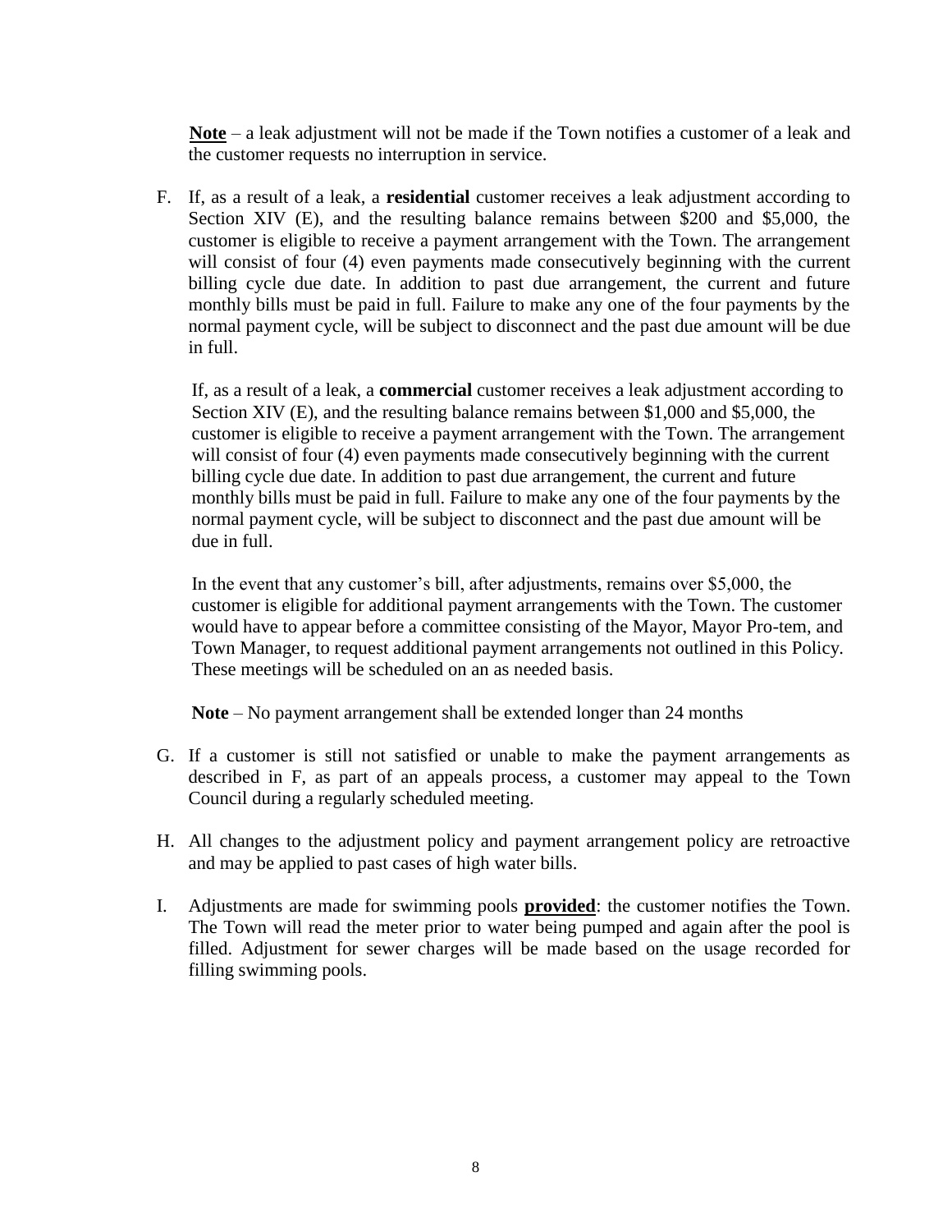**Note** – a leak adjustment will not be made if the Town notifies a customer of a leak and the customer requests no interruption in service.

F. If, as a result of a leak, a **residential** customer receives a leak adjustment according to Section XIV (E), and the resulting balance remains between $200 and $5,000, the customer is eligible to receive a payment arrangement with the Town. The arrangement will consist of four (4) even payments made consecutively beginning with the current billing cycle due date. In addition to past due arrangement, the current and future monthly bills must be paid in full. Failure to make any one of the four payments by the normal payment cycle, will be subject to disconnect and the past due amount will be due in full.

   If, as a result of a leak, a **commercial** customer receives a leak adjustment according to Section XIV (E), and the resulting balance remains between $1,000 and $5,000, the customer is eligible to receive a payment arrangement with the Town. The arrangement will consist of four (4) even payments made consecutively beginning with the current billing cycle due date. In addition to past due arrangement, the current and future monthly bills must be paid in full. Failure to make any one of the four payments by the normal payment cycle, will be subject to disconnect and the past due amount will be due in full.

   In the event that any customer's bill, after adjustments, remains over $5,000, the customer is eligible for additional payment arrangements with the Town. The customer would have to appear before a committee consisting of the Mayor, Mayor Pro-tem, and Town Manager, to request additional payment arrangements not outlined in this Policy. These meetings will be scheduled on an as needed basis.

   **Note** – No payment arrangement shall be extended longer than 24 months

G. If a customer is still not satisfied or unable to make the payment arrangements as described in F, as part of an appeals process, a customer may appeal to the Town Council during a regularly scheduled meeting.

H. All changes to the adjustment policy and payment arrangement policy are retroactive and may be applied to past cases of high water bills.

I. Adjustments are made for swimming pools **provided**: the customer notifies the Town. The Town will read the meter prior to water being pumped and again after the pool is filled. Adjustment for sewer charges will be made based on the usage recorded for filling swimming pools.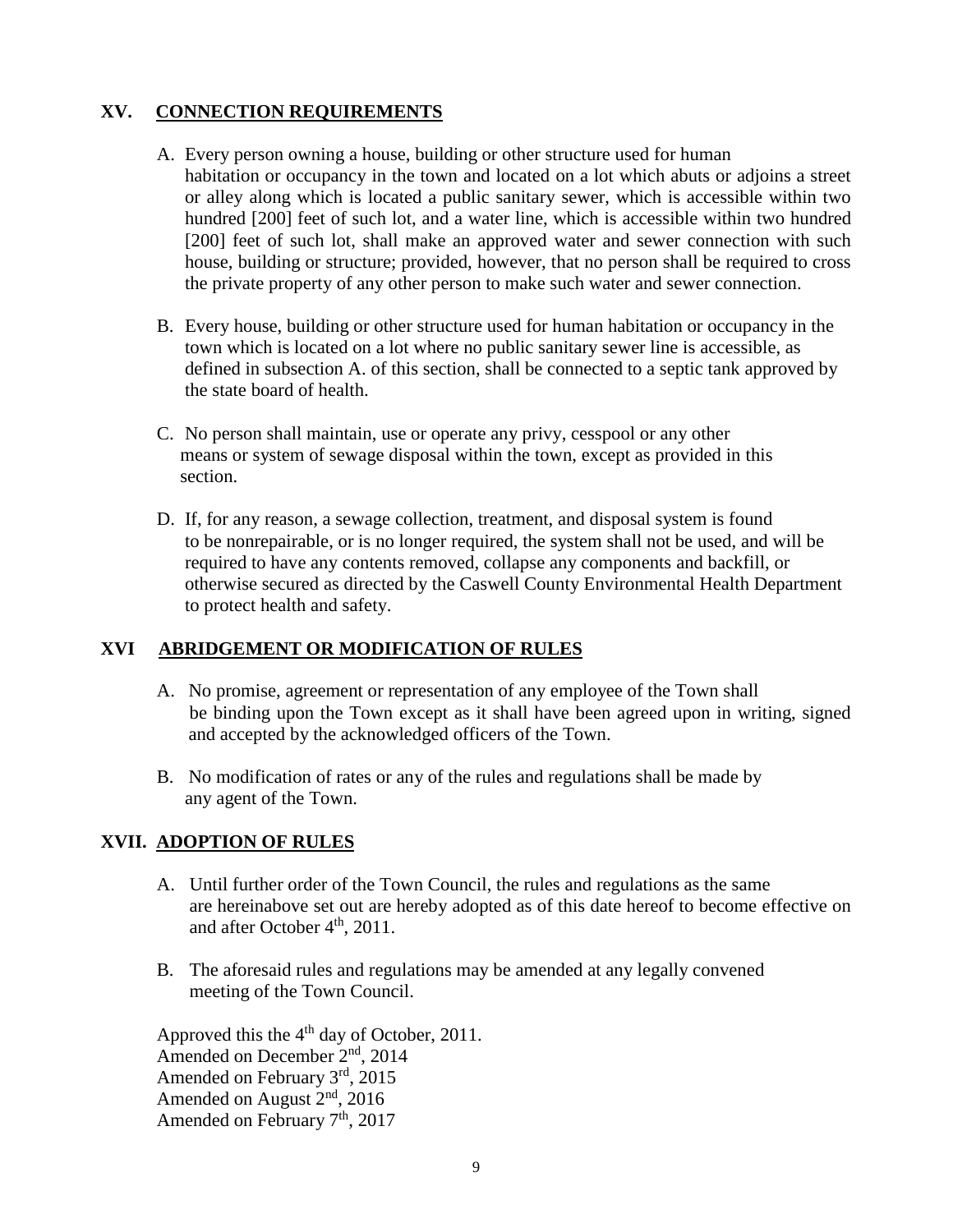## XV. CONNECTION REQUIREMENTS

A. Every person owning a house, building or other structure used for human habitation or occupancy in the town and located on a lot which abuts or adjoins a street or alley along which is located a public sanitary sewer, which is accessible within two hundred [200] feet of such lot, and a water line, which is accessible within two hundred [200] feet of such lot, shall make an approved water and sewer connection with such house, building or structure; provided, however, that no person shall be required to cross the private property of any other person to make such water and sewer connection.

B. Every house, building or other structure used for human habitation or occupancy in the town which is located on a lot where no public sanitary sewer line is accessible, as defined in subsection A. of this section, shall be connected to a septic tank approved by the state board of health.

C. No person shall maintain, use or operate any privy, cesspool or any other means or system of sewage disposal within the town, except as provided in this section.

D. If, for any reason, a sewage collection, treatment, and disposal system is found to be nonrepairable, or is no longer required, the system shall not be used, and will be required to have any contents removed, collapse any components and backfill, or otherwise secured as directed by the Caswell County Environmental Health Department to protect health and safety.

## XVI ABRIDGEMENT OR MODIFICATION OF RULES

A. No promise, agreement or representation of any employee of the Town shall be binding upon the Town except as it shall have been agreed upon in writing, signed and accepted by the acknowledged officers of the Town.

B. No modification of rates or any of the rules and regulations shall be made by any agent of the Town.

## XVII. ADOPTION OF RULES

A. Until further order of the Town Council, the rules and regulations as the same are hereinabove set out are hereby adopted as of this date hereof to become effective on and after October 4th, 2011.

B. The aforesaid rules and regulations may be amended at any legally convened meeting of the Town Council.

Approved this the 4th day of October, 2011.
Amended on December 2nd, 2014
Amended on February 3rd, 2015
Amended on August 2nd, 2016
Amended on February 7th, 2017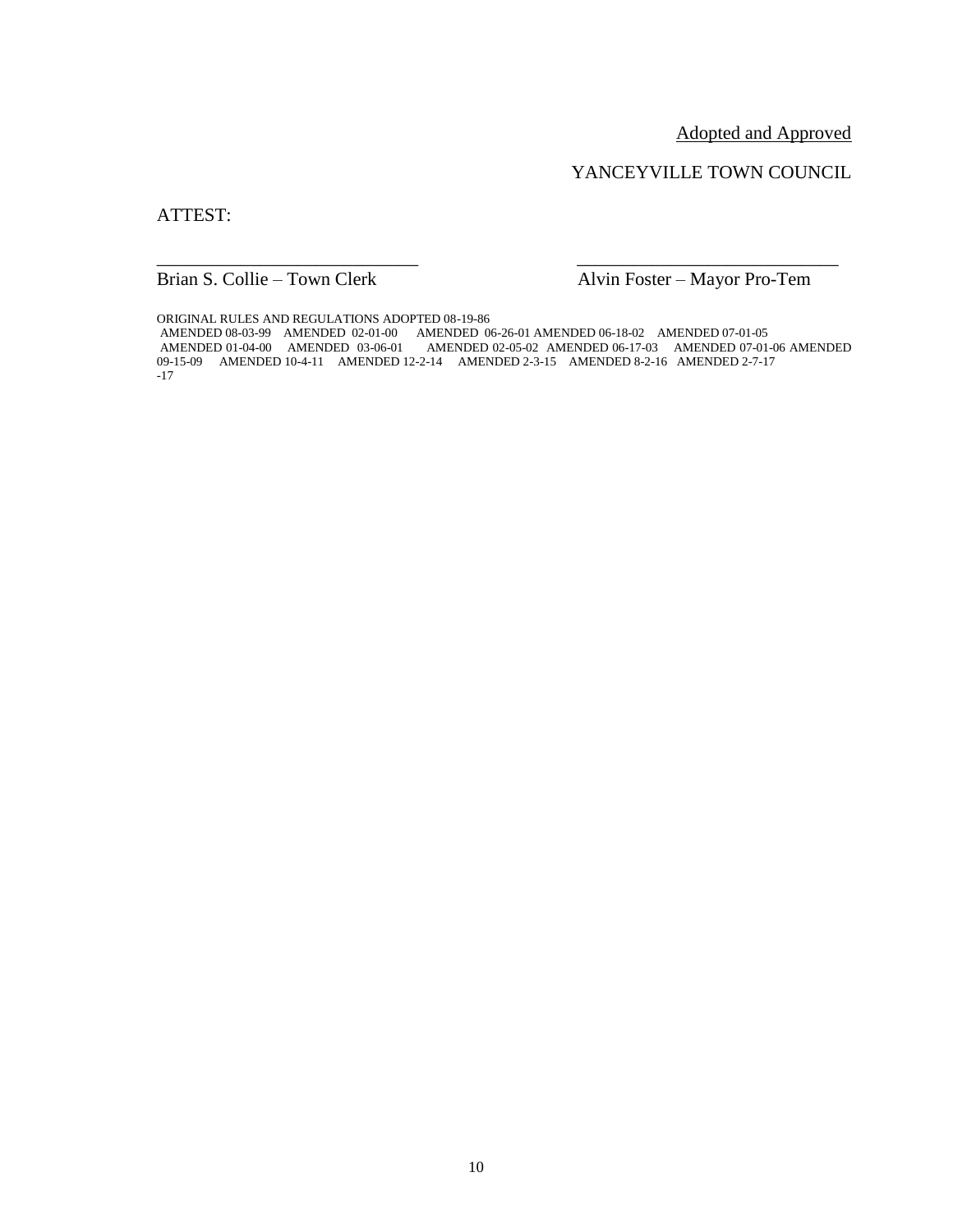<u>Adopted and Approved</u>

YANCEYVILLE TOWN COUNCIL

ATTEST:

\_\_\_\_\_\_\_\_\_\_\_\_\_\_\_\_\_\_\_\_\_\_\_\_\_\_\_\_\_ \_\_\_\_\_\_\_\_\_\_\_\_\_\_\_\_\_\_\_\_\_\_\_\_\_\_\_\_\_

Brian S. Collie – Town Clerk Alvin Foster – Mayor Pro-Tem

ORIGINAL RULES AND REGULATIONS ADOPTED 08-19-86
AMENDED 08-03-99 AMENDED 02-01-00 AMENDED 06-26-01 AMENDED 06-18-02 AMENDED 07-01-05
AMENDED 01-04-00 AMENDED 03-06-01 AMENDED 02-05-02 AMENDED 06-17-03 AMENDED 07-01-06 AMENDED 09-15-09 AMENDED 10-4-11 AMENDED 12-2-14 AMENDED 2-3-15 AMENDED 8-2-16 AMENDED 2-7-17
-17